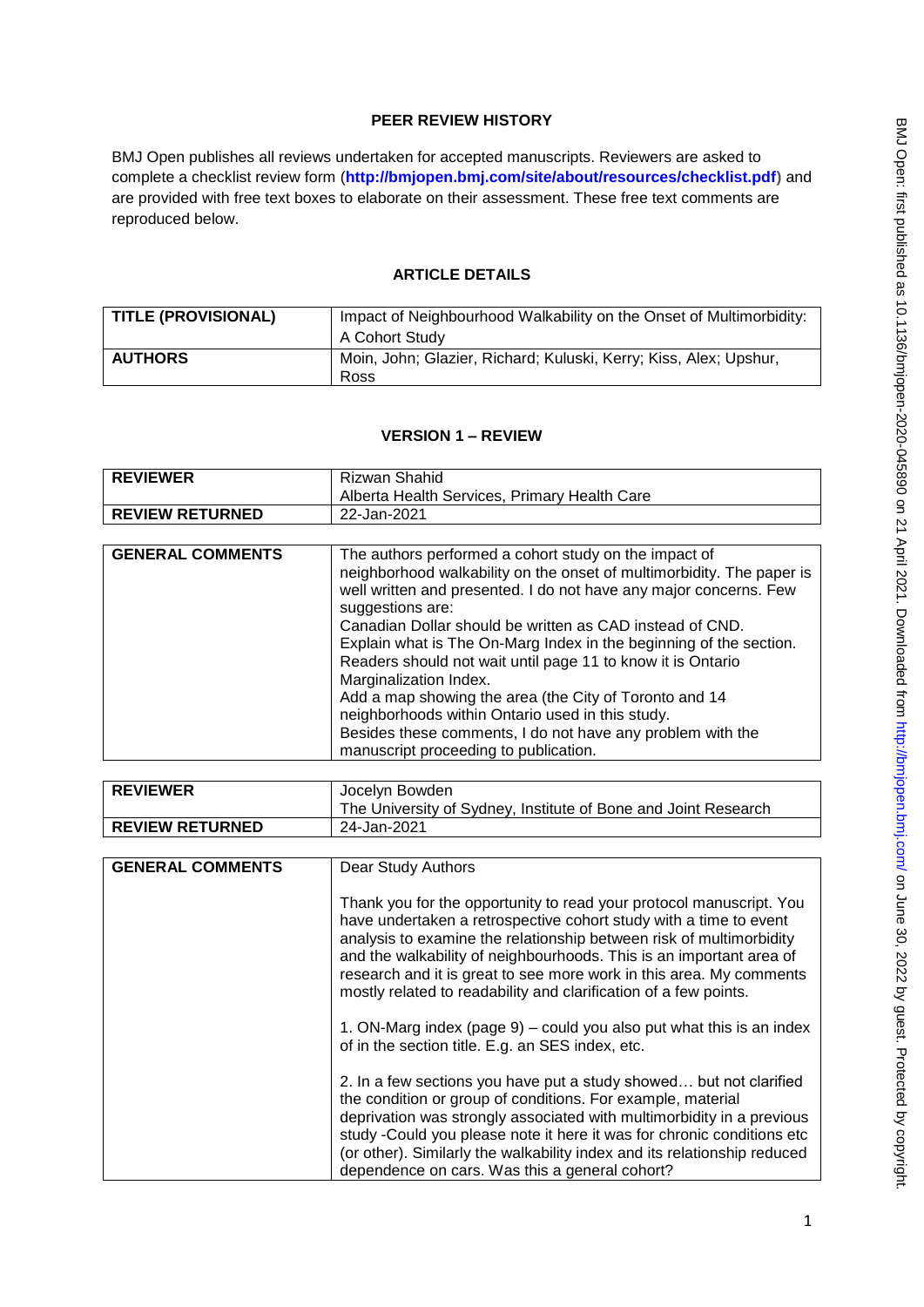# PEER REVIEW HISTORY

BMJ Open publishes all reviews undertaken for accepted manuscripts. Reviewers are asked to complete a checklist review form (**http://bmjopen.bmj.com/site/about/resources/checklist.pdf**) and are provided with free text boxes to elaborate on their assessment. These free text comments are reproduced below.

## ARTICLE DETAILS

| **TITLE (PROVISIONAL)** | Impact of Neighbourhood Walkability on the Onset of Multimorbidity: A Cohort Study |
|---|---|
| **AUTHORS** | Moin, John; Glazier, Richard; Kuluski, Kerry; Kiss, Alex; Upshur, Ross |

## VERSION 1 – REVIEW

| **REVIEWER** | Rizwan Shahid<br>Alberta Health Services, Primary Health Care |
|---|---|
| **REVIEW RETURNED** | 22-Jan-2021 |

| **GENERAL COMMENTS** | The authors performed a cohort study on the impact of neighborhood walkability on the onset of multimorbidity. The paper is well written and presented. I do not have any major concerns. Few suggestions are:<br>Canadian Dollar should be written as CAD instead of CND.<br>Explain what is The On-Marg Index in the beginning of the section. Readers should not wait until page 11 to know it is Ontario Marginalization Index.<br>Add a map showing the area (the City of Toronto and 14 neighborhoods within Ontario used in this study.<br>Besides these comments, I do not have any problem with the manuscript proceeding to publication. |
|---|---|

| **REVIEWER** | Jocelyn Bowden<br>The University of Sydney, Institute of Bone and Joint Research |
|---|---|
| **REVIEW RETURNED** | 24-Jan-2021 |

| **GENERAL COMMENTS** | Dear Study Authors<br><br>Thank you for the opportunity to read your protocol manuscript. You have undertaken a retrospective cohort study with a time to event analysis to examine the relationship between risk of multimorbidity and the walkability of neighbourhoods. This is an important area of research and it is great to see more work in this area. My comments mostly related to readability and clarification of a few points.<br><br>1. ON-Marg index (page 9) – could you also put what this is an index of in the section title. E.g. an SES index, etc.<br><br>2. In a few sections you have put a study showed… but not clarified the condition or group of conditions. For example, material deprivation was strongly associated with multimorbidity in a previous study -Could you please note it here it was for chronic conditions etc (or other). Similarly the walkability index and its relationship reduced dependence on cars. Was this a general cohort? |
|---|---|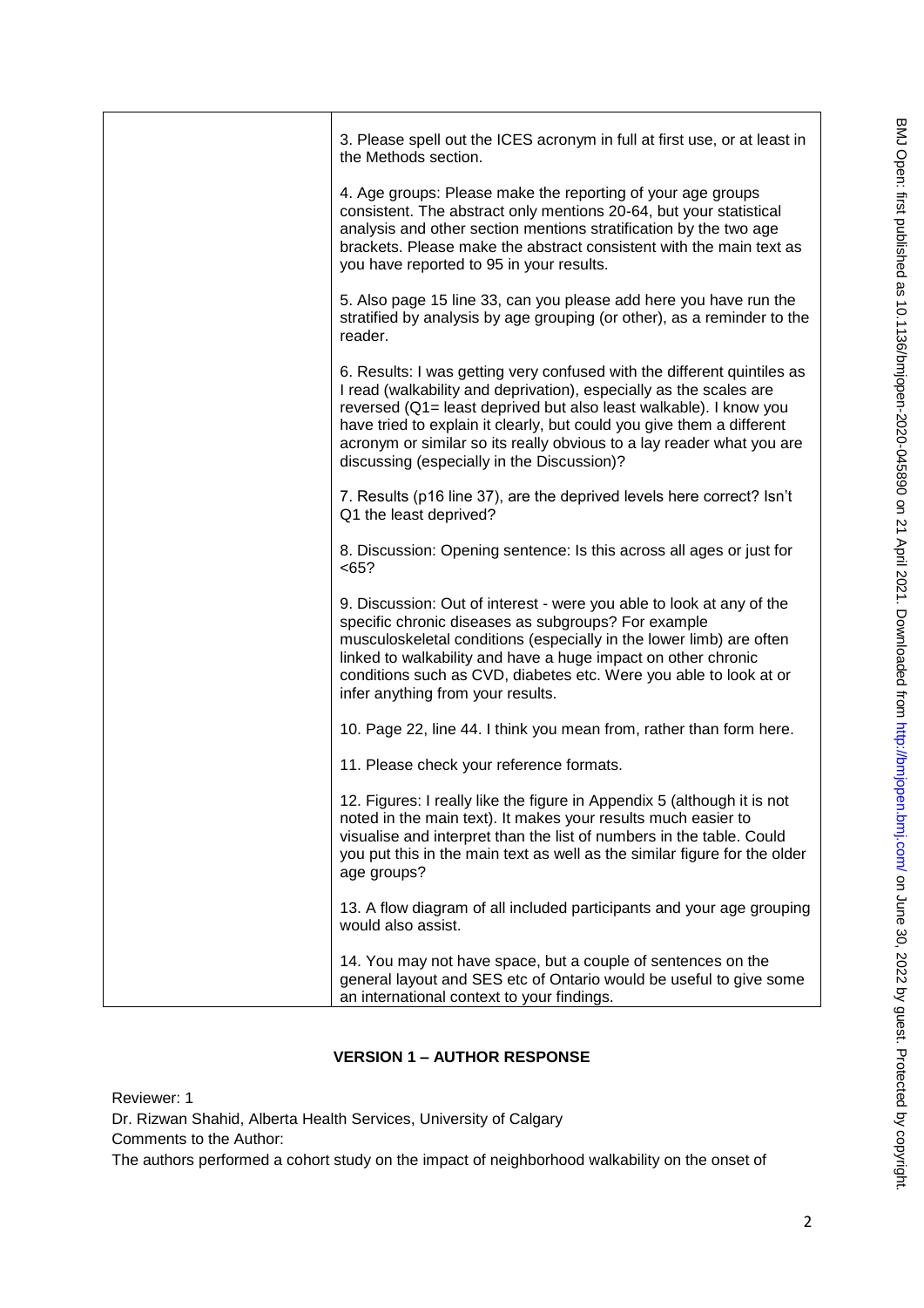| | 3. Please spell out the ICES acronym in full at first use, or at least in the Methods section.<br><br>4. Age groups: Please make the reporting of your age groups consistent. The abstract only mentions 20-64, but your statistical analysis and other section mentions stratification by the two age brackets. Please make the abstract consistent with the main text as you have reported to 95 in your results.<br><br>5. Also page 15 line 33, can you please add here you have run the stratified by analysis by age grouping (or other), as a reminder to the reader.<br><br>6. Results: I was getting very confused with the different quintiles as I read (walkability and deprivation), especially as the scales are reversed (Q1= least deprived but also least walkable). I know you have tried to explain it clearly, but could you give them a different acronym or similar so its really obvious to a lay reader what you are discussing (especially in the Discussion)?<br><br>7. Results (p16 line 37), are the deprived levels here correct? Isn't Q1 the least deprived?<br><br>8. Discussion: Opening sentence: Is this across all ages or just for <65?<br><br>9. Discussion: Out of interest - were you able to look at any of the specific chronic diseases as subgroups? For example musculoskeletal conditions (especially in the lower limb) are often linked to walkability and have a huge impact on other chronic conditions such as CVD, diabetes etc. Were you able to look at or infer anything from your results.<br><br>10. Page 22, line 44. I think you mean from, rather than form here.<br><br>11. Please check your reference formats.<br><br>12. Figures: I really like the figure in Appendix 5 (although it is not noted in the main text). It makes your results much easier to visualise and interpret than the list of numbers in the table. Could you put this in the main text as well as the similar figure for the older age groups?<br><br>13. A flow diagram of all included participants and your age grouping would also assist.<br><br>14. You may not have space, but a couple of sentences on the general layout and SES etc of Ontario would be useful to give some an international context to your findings. |
|---|---|

## VERSION 1 – AUTHOR RESPONSE

Reviewer: 1

Dr. Rizwan Shahid, Alberta Health Services, University of Calgary

Comments to the Author:

The authors performed a cohort study on the impact of neighborhood walkability on the onset of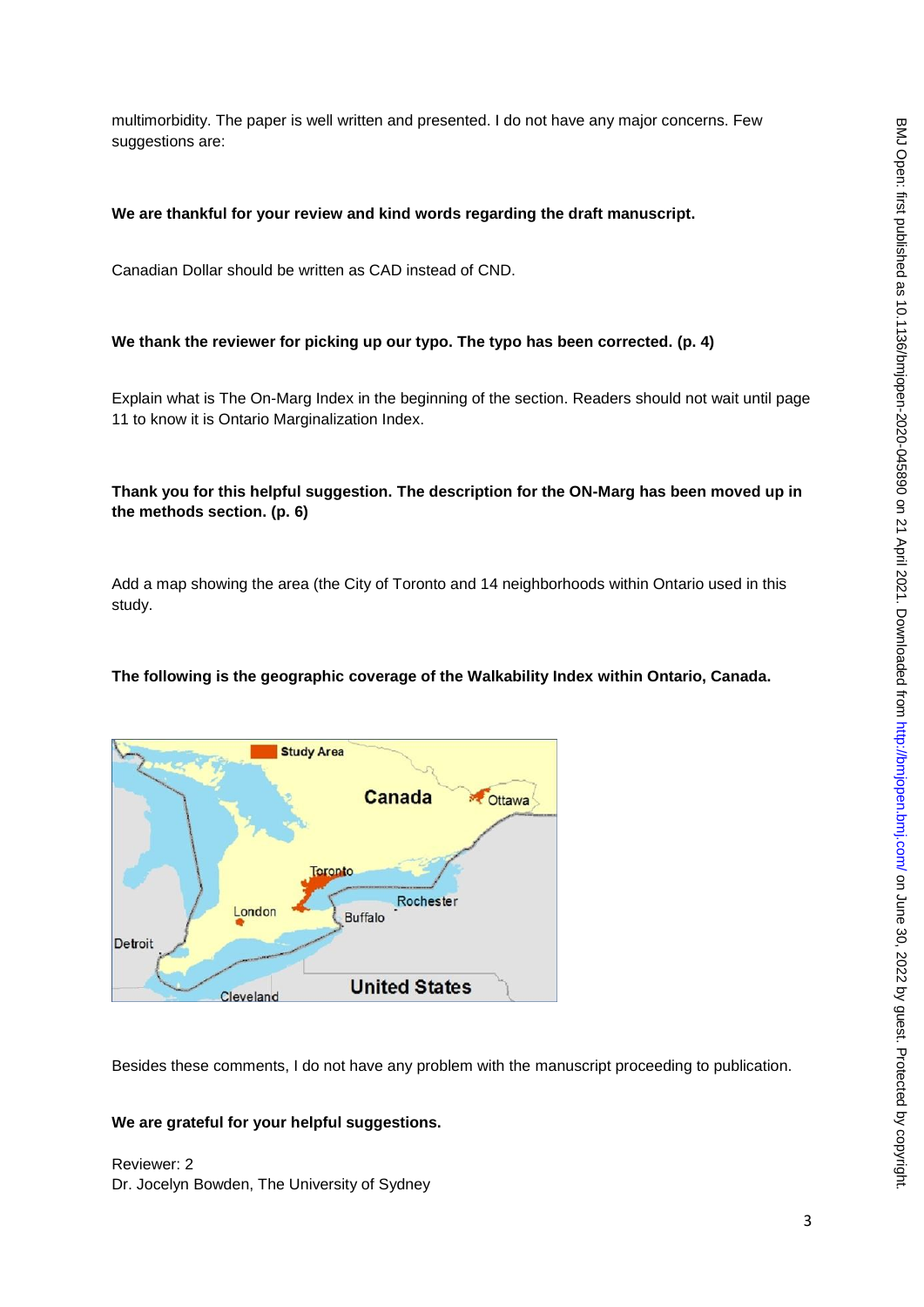multimorbidity. The paper is well written and presented. I do not have any major concerns. Few suggestions are:

**We are thankful for your review and kind words regarding the draft manuscript.**

Canadian Dollar should be written as CAD instead of CND.

**We thank the reviewer for picking up our typo. The typo has been corrected. (p. 4)**

Explain what is The On-Marg Index in the beginning of the section. Readers should not wait until page 11 to know it is Ontario Marginalization Index.

**Thank you for this helpful suggestion. The description for the ON-Marg has been moved up in the methods section. (p. 6)**

Add a map showing the area (the City of Toronto and 14 neighborhoods within Ontario used in this study.

**The following is the geographic coverage of the Walkability Index within Ontario, Canada.**

Besides these comments, I do not have any problem with the manuscript proceeding to publication.

**We are grateful for your helpful suggestions.**

Reviewer: 2
Dr. Jocelyn Bowden, The University of Sydney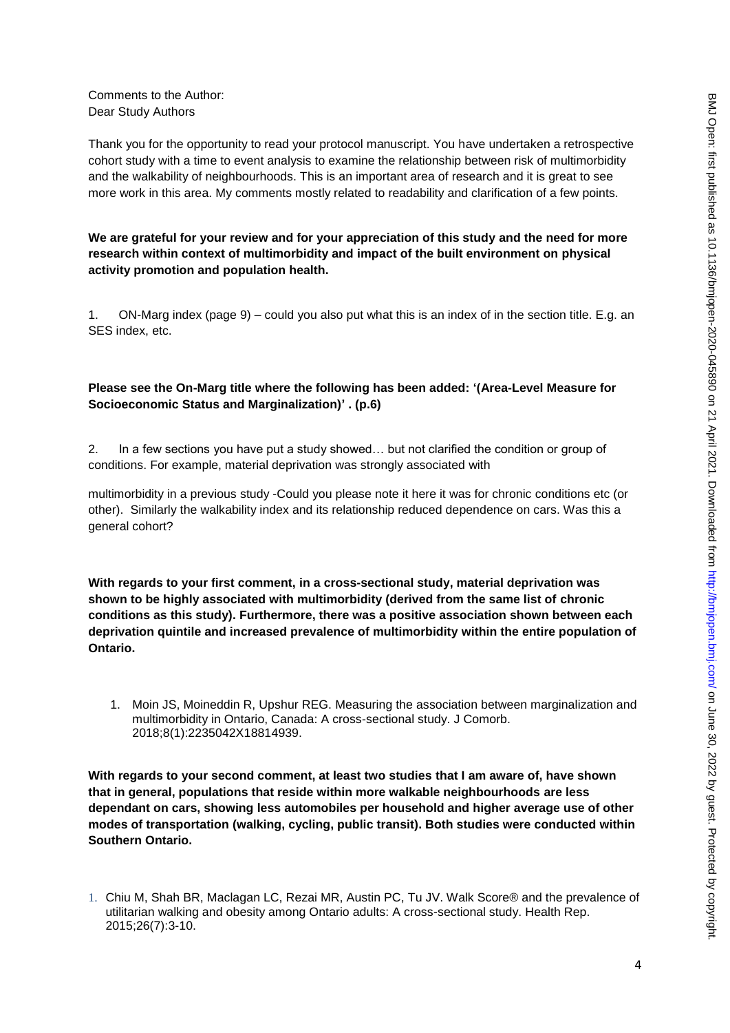Comments to the Author:
Dear Study Authors

Thank you for the opportunity to read your protocol manuscript. You have undertaken a retrospective cohort study with a time to event analysis to examine the relationship between risk of multimorbidity and the walkability of neighbourhoods. This is an important area of research and it is great to see more work in this area. My comments mostly related to readability and clarification of a few points.

**We are grateful for your review and for your appreciation of this study and the need for more research within context of multimorbidity and impact of the built environment on physical activity promotion and population health.**

1. ON-Marg index (page 9) – could you also put what this is an index of in the section title. E.g. an SES index, etc.

**Please see the On-Marg title where the following has been added: '(Area-Level Measure for Socioeconomic Status and Marginalization)' . (p.6)**

2. In a few sections you have put a study showed… but not clarified the condition or group of conditions. For example, material deprivation was strongly associated with

multimorbidity in a previous study -Could you please note it here it was for chronic conditions etc (or other). Similarly the walkability index and its relationship reduced dependence on cars. Was this a general cohort?

**With regards to your first comment, in a cross-sectional study, material deprivation was shown to be highly associated with multimorbidity (derived from the same list of chronic conditions as this study). Furthermore, there was a positive association shown between each deprivation quintile and increased prevalence of multimorbidity within the entire population of Ontario.**

1. Moin JS, Moineddin R, Upshur REG. Measuring the association between marginalization and multimorbidity in Ontario, Canada: A cross-sectional study. J Comorb. 2018;8(1):2235042X18814939.

**With regards to your second comment, at least two studies that I am aware of, have shown that in general, populations that reside within more walkable neighbourhoods are less dependant on cars, showing less automobiles per household and higher average use of other modes of transportation (walking, cycling, public transit). Both studies were conducted within Southern Ontario.**

1. Chiu M, Shah BR, Maclagan LC, Rezai MR, Austin PC, Tu JV. Walk Score® and the prevalence of utilitarian walking and obesity among Ontario adults: A cross-sectional study. Health Rep. 2015;26(7):3-10.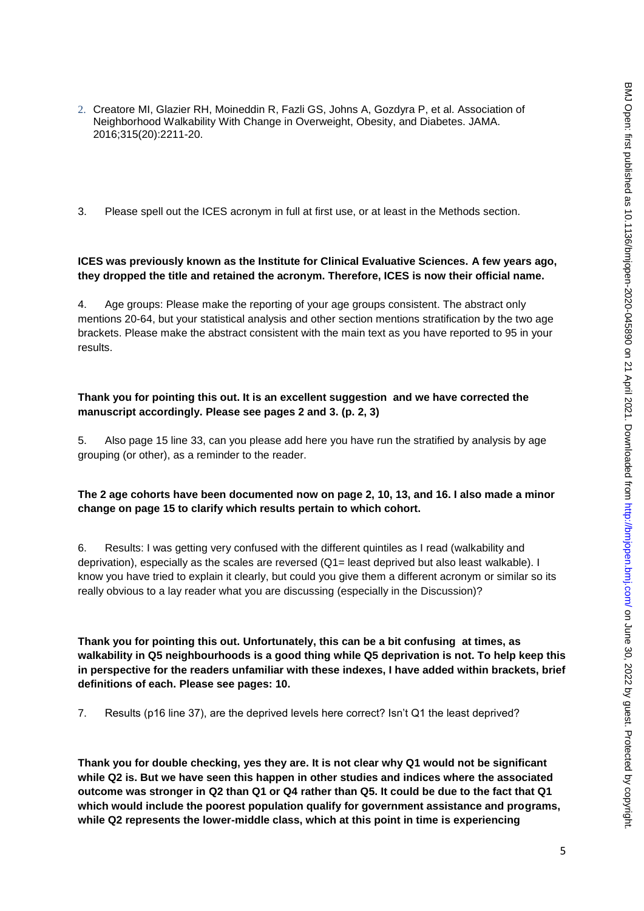2. Creatore MI, Glazier RH, Moineddin R, Fazli GS, Johns A, Gozdyra P, et al. Association of Neighborhood Walkability With Change in Overweight, Obesity, and Diabetes. JAMA. 2016;315(20):2211-20.

3. Please spell out the ICES acronym in full at first use, or at least in the Methods section.

**ICES was previously known as the Institute for Clinical Evaluative Sciences. A few years ago, they dropped the title and retained the acronym. Therefore, ICES is now their official name.**

4. Age groups: Please make the reporting of your age groups consistent. The abstract only mentions 20-64, but your statistical analysis and other section mentions stratification by the two age brackets. Please make the abstract consistent with the main text as you have reported to 95 in your results.

**Thank you for pointing this out. It is an excellent suggestion and we have corrected the manuscript accordingly. Please see pages 2 and 3. (p. 2, 3)**

5. Also page 15 line 33, can you please add here you have run the stratified by analysis by age grouping (or other), as a reminder to the reader.

**The 2 age cohorts have been documented now on page 2, 10, 13, and 16. I also made a minor change on page 15 to clarify which results pertain to which cohort.**

6. Results: I was getting very confused with the different quintiles as I read (walkability and deprivation), especially as the scales are reversed (Q1= least deprived but also least walkable). I know you have tried to explain it clearly, but could you give them a different acronym or similar so its really obvious to a lay reader what you are discussing (especially in the Discussion)?

**Thank you for pointing this out. Unfortunately, this can be a bit confusing at times, as walkability in Q5 neighbourhoods is a good thing while Q5 deprivation is not. To help keep this in perspective for the readers unfamiliar with these indexes, I have added within brackets, brief definitions of each. Please see pages: 10.**

7. Results (p16 line 37), are the deprived levels here correct? Isn't Q1 the least deprived?

**Thank you for double checking, yes they are. It is not clear why Q1 would not be significant while Q2 is. But we have seen this happen in other studies and indices where the associated outcome was stronger in Q2 than Q1 or Q4 rather than Q5. It could be due to the fact that Q1 which would include the poorest population qualify for government assistance and programs, while Q2 represents the lower-middle class, which at this point in time is experiencing**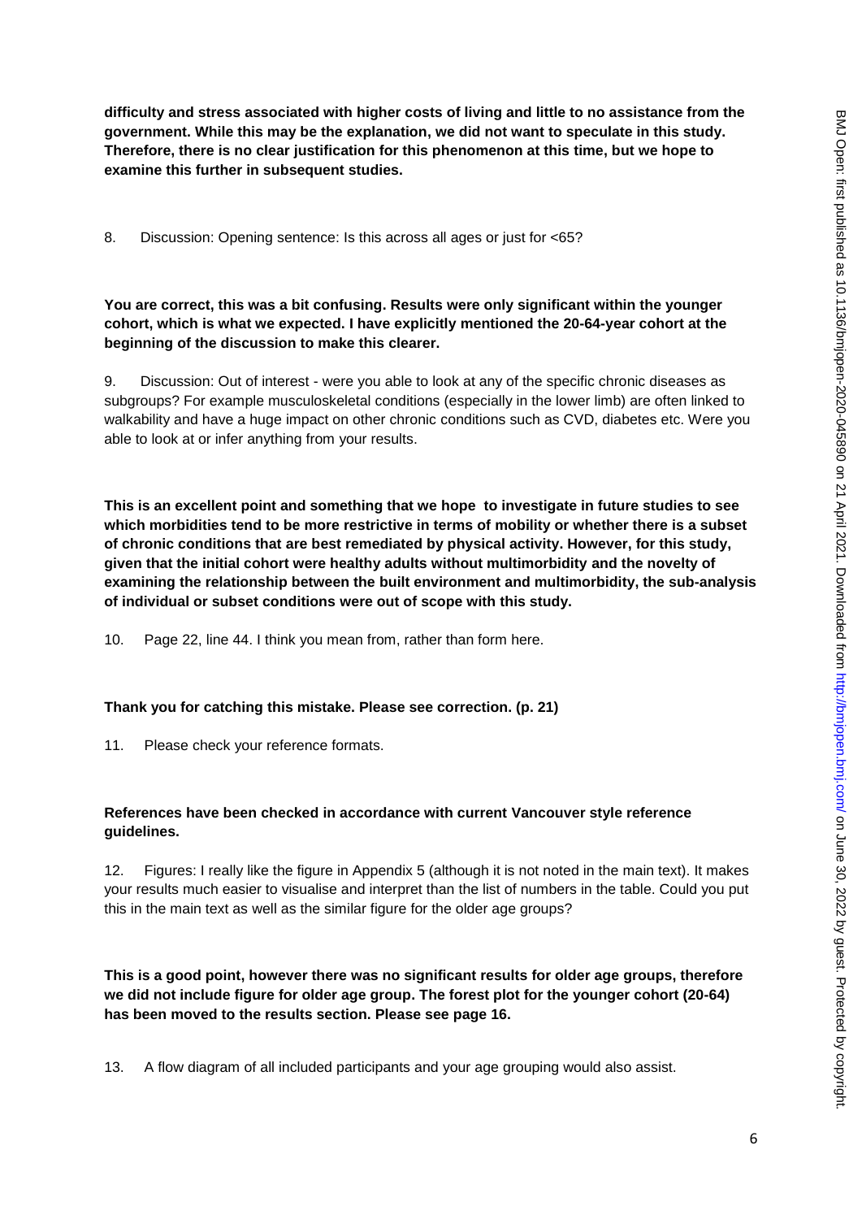**difficulty and stress associated with higher costs of living and little to no assistance from the government. While this may be the explanation, we did not want to speculate in this study. Therefore, there is no clear justification for this phenomenon at this time, but we hope to examine this further in subsequent studies.**

8. Discussion: Opening sentence: Is this across all ages or just for <65?

**You are correct, this was a bit confusing. Results were only significant within the younger cohort, which is what we expected. I have explicitly mentioned the 20-64-year cohort at the beginning of the discussion to make this clearer.**

9. Discussion: Out of interest - were you able to look at any of the specific chronic diseases as subgroups? For example musculoskeletal conditions (especially in the lower limb) are often linked to walkability and have a huge impact on other chronic conditions such as CVD, diabetes etc. Were you able to look at or infer anything from your results.

**This is an excellent point and something that we hope to investigate in future studies to see which morbidities tend to be more restrictive in terms of mobility or whether there is a subset of chronic conditions that are best remediated by physical activity. However, for this study, given that the initial cohort were healthy adults without multimorbidity and the novelty of examining the relationship between the built environment and multimorbidity, the sub-analysis of individual or subset conditions were out of scope with this study.**

10. Page 22, line 44. I think you mean from, rather than form here.

**Thank you for catching this mistake. Please see correction. (p. 21)**

11. Please check your reference formats.

**References have been checked in accordance with current Vancouver style reference guidelines.**

12. Figures: I really like the figure in Appendix 5 (although it is not noted in the main text). It makes your results much easier to visualise and interpret than the list of numbers in the table. Could you put this in the main text as well as the similar figure for the older age groups?

**This is a good point, however there was no significant results for older age groups, therefore we did not include figure for older age group. The forest plot for the younger cohort (20-64) has been moved to the results section. Please see page 16.**

13. A flow diagram of all included participants and your age grouping would also assist.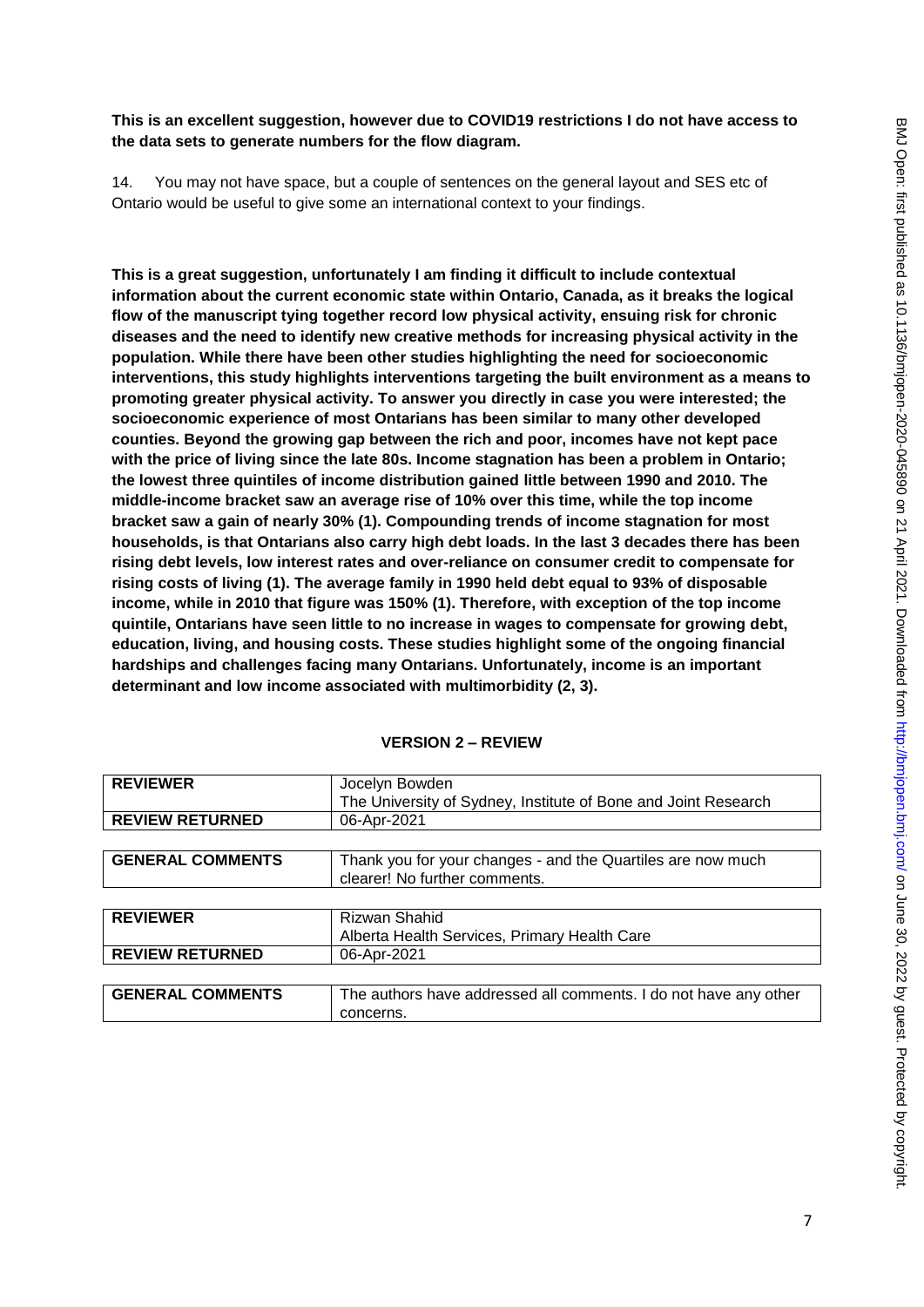**This is an excellent suggestion, however due to COVID19 restrictions I do not have access to the data sets to generate numbers for the flow diagram.**

14. You may not have space, but a couple of sentences on the general layout and SES etc of Ontario would be useful to give some an international context to your findings.

**This is a great suggestion, unfortunately I am finding it difficult to include contextual information about the current economic state within Ontario, Canada, as it breaks the logical flow of the manuscript tying together record low physical activity, ensuing risk for chronic diseases and the need to identify new creative methods for increasing physical activity in the population. While there have been other studies highlighting the need for socioeconomic interventions, this study highlights interventions targeting the built environment as a means to promoting greater physical activity. To answer you directly in case you were interested; the socioeconomic experience of most Ontarians has been similar to many other developed counties. Beyond the growing gap between the rich and poor, incomes have not kept pace with the price of living since the late 80s. Income stagnation has been a problem in Ontario; the lowest three quintiles of income distribution gained little between 1990 and 2010. The middle-income bracket saw an average rise of 10% over this time, while the top income bracket saw a gain of nearly 30% (1). Compounding trends of income stagnation for most households, is that Ontarians also carry high debt loads. In the last 3 decades there has been rising debt levels, low interest rates and over-reliance on consumer credit to compensate for rising costs of living (1). The average family in 1990 held debt equal to 93% of disposable income, while in 2010 that figure was 150% (1). Therefore, with exception of the top income quintile, Ontarians have seen little to no increase in wages to compensate for growing debt, education, living, and housing costs. These studies highlight some of the ongoing financial hardships and challenges facing many Ontarians. Unfortunately, income is an important determinant and low income associated with multimorbidity (2, 3).**

## VERSION 2 – REVIEW

| | |
|---|---|
| **REVIEWER** | Jocelyn Bowden<br>The University of Sydney, Institute of Bone and Joint Research |
| **REVIEW RETURNED** | 06-Apr-2021 |

| | |
|---|---|
| **GENERAL COMMENTS** | Thank you for your changes - and the Quartiles are now much clearer! No further comments. |

| | |
|---|---|
| **REVIEWER** | Rizwan Shahid<br>Alberta Health Services, Primary Health Care |
| **REVIEW RETURNED** | 06-Apr-2021 |

| | |
|---|---|
| **GENERAL COMMENTS** | The authors have addressed all comments. I do not have any other concerns. |